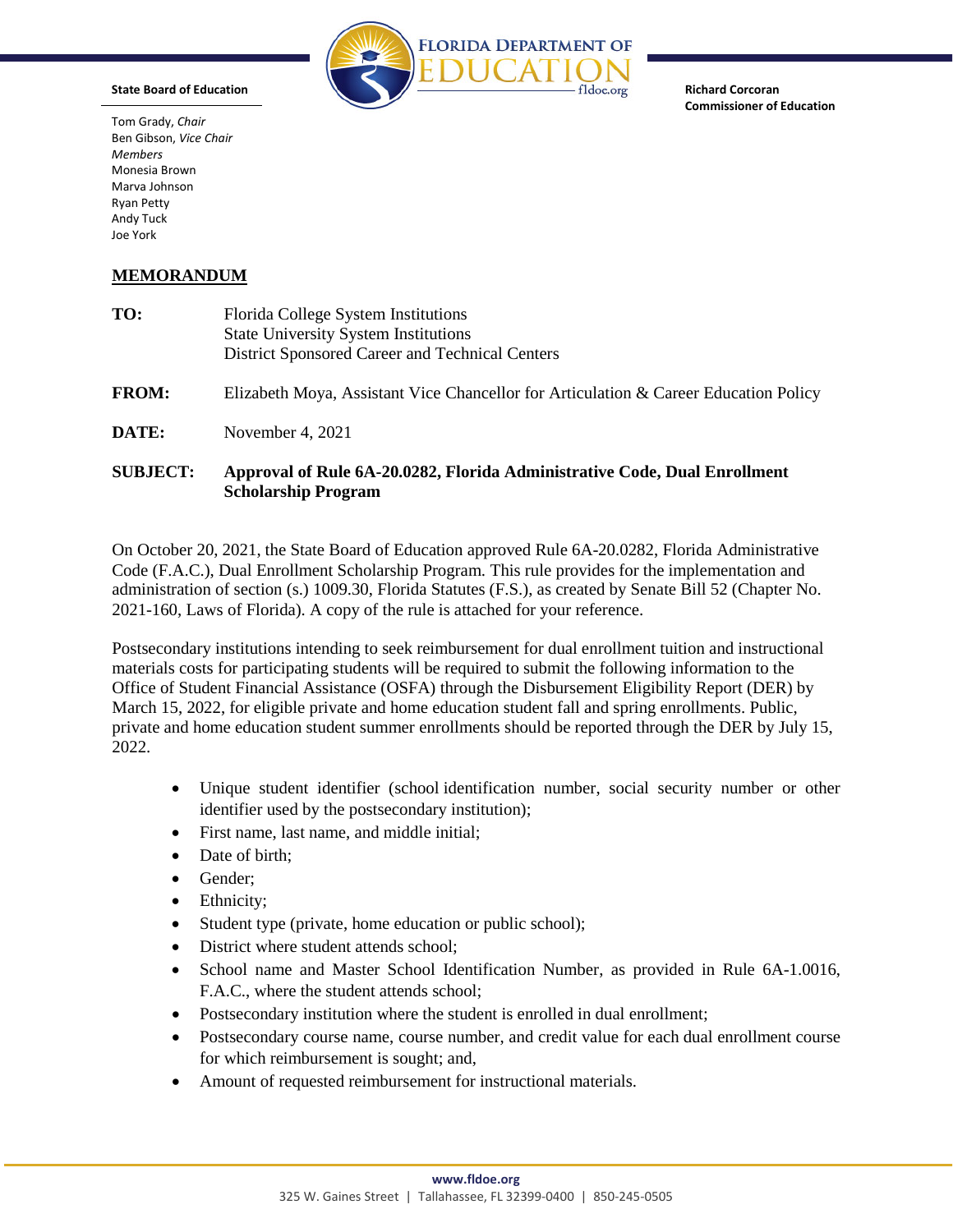**FLORIDA DEPARTMENT OF EDUCATION**
fldoe.org

**State Board of Education**

Tom Grady, *Chair*
Ben Gibson, *Vice Chair*
*Members*
Monesia Brown
Marva Johnson
Ryan Petty
Andy Tuck
Joe York

**Richard Corcoran**
**Commissioner of Education**

**MEMORANDUM**

**TO:** Florida College System Institutions
State University System Institutions
District Sponsored Career and Technical Centers

**FROM:** Elizabeth Moya, Assistant Vice Chancellor for Articulation & Career Education Policy

**DATE:** November 4, 2021

**SUBJECT: Approval of Rule 6A-20.0282, Florida Administrative Code, Dual Enrollment Scholarship Program**

On October 20, 2021, the State Board of Education approved Rule 6A-20.0282, Florida Administrative Code (F.A.C.), Dual Enrollment Scholarship Program. This rule provides for the implementation and administration of section (s.) 1009.30, Florida Statutes (F.S.), as created by Senate Bill 52 (Chapter No. 2021-160, Laws of Florida). A copy of the rule is attached for your reference.

Postsecondary institutions intending to seek reimbursement for dual enrollment tuition and instructional materials costs for participating students will be required to submit the following information to the Office of Student Financial Assistance (OSFA) through the Disbursement Eligibility Report (DER) by March 15, 2022, for eligible private and home education student fall and spring enrollments. Public, private and home education student summer enrollments should be reported through the DER by July 15, 2022.

- Unique student identifier (school identification number, social security number or other identifier used by the postsecondary institution);
- First name, last name, and middle initial;
- Date of birth;
- Gender;
- Ethnicity;
- Student type (private, home education or public school);
- District where student attends school;
- School name and Master School Identification Number, as provided in Rule 6A-1.0016, F.A.C., where the student attends school;
- Postsecondary institution where the student is enrolled in dual enrollment;
- Postsecondary course name, course number, and credit value for each dual enrollment course for which reimbursement is sought; and,
- Amount of requested reimbursement for instructional materials.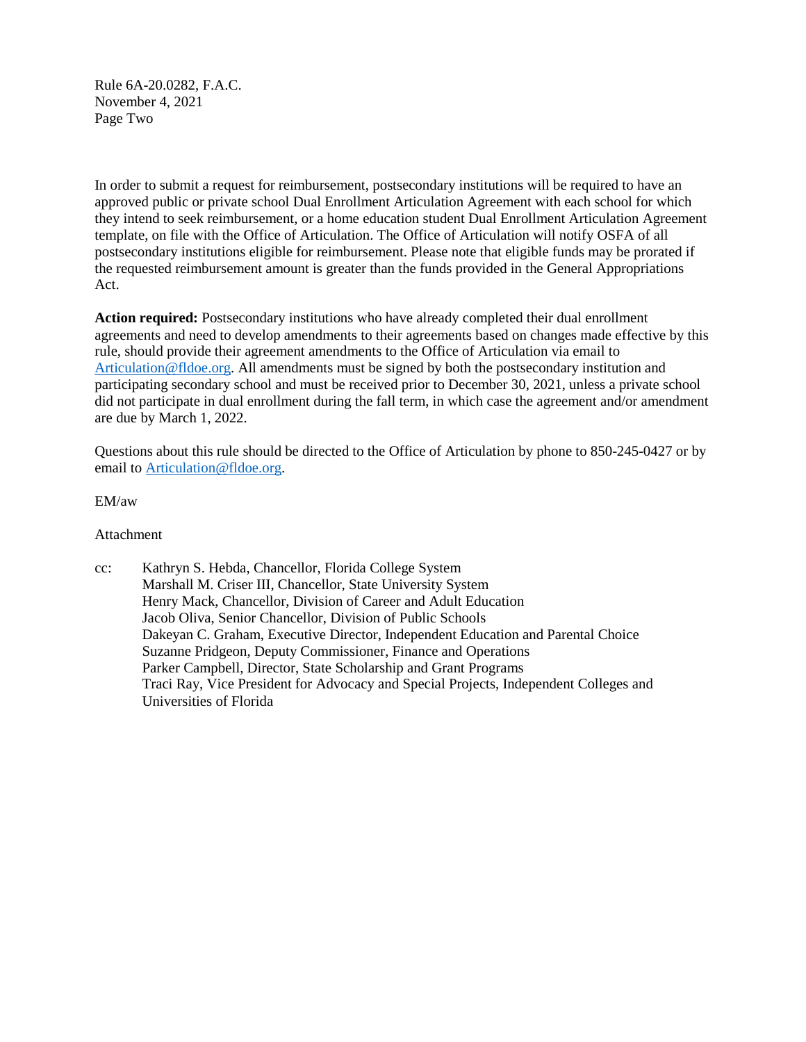In order to submit a request for reimbursement, postsecondary institutions will be required to have an approved public or private school Dual Enrollment Articulation Agreement with each school for which they intend to seek reimbursement, or a home education student Dual Enrollment Articulation Agreement template, on file with the Office of Articulation. The Office of Articulation will notify OSFA of all postsecondary institutions eligible for reimbursement. Please note that eligible funds may be prorated if the requested reimbursement amount is greater than the funds provided in the General Appropriations Act.

**Action required:** Postsecondary institutions who have already completed their dual enrollment agreements and need to develop amendments to their agreements based on changes made effective by this rule, should provide their agreement amendments to the Office of Articulation via email to [Articulation@fldoe.org](mailto:Articulation@fldoe.org). All amendments must be signed by both the postsecondary institution and participating secondary school and must be received prior to December 30, 2021, unless a private school did not participate in dual enrollment during the fall term, in which case the agreement and/or amendment are due by March 1, 2022.

Questions about this rule should be directed to the Office of Articulation by phone to 850-245-0427 or by email to [Articulation@fldoe.org](mailto:Articulation@fldoe.org).

EM/aw

Attachment

cc: Kathryn S. Hebda, Chancellor, Florida College System
Marshall M. Criser III, Chancellor, State University System
Henry Mack, Chancellor, Division of Career and Adult Education
Jacob Oliva, Senior Chancellor, Division of Public Schools
Dakeyan C. Graham, Executive Director, Independent Education and Parental Choice
Suzanne Pridgeon, Deputy Commissioner, Finance and Operations
Parker Campbell, Director, State Scholarship and Grant Programs
Traci Ray, Vice President for Advocacy and Special Projects, Independent Colleges and Universities of Florida